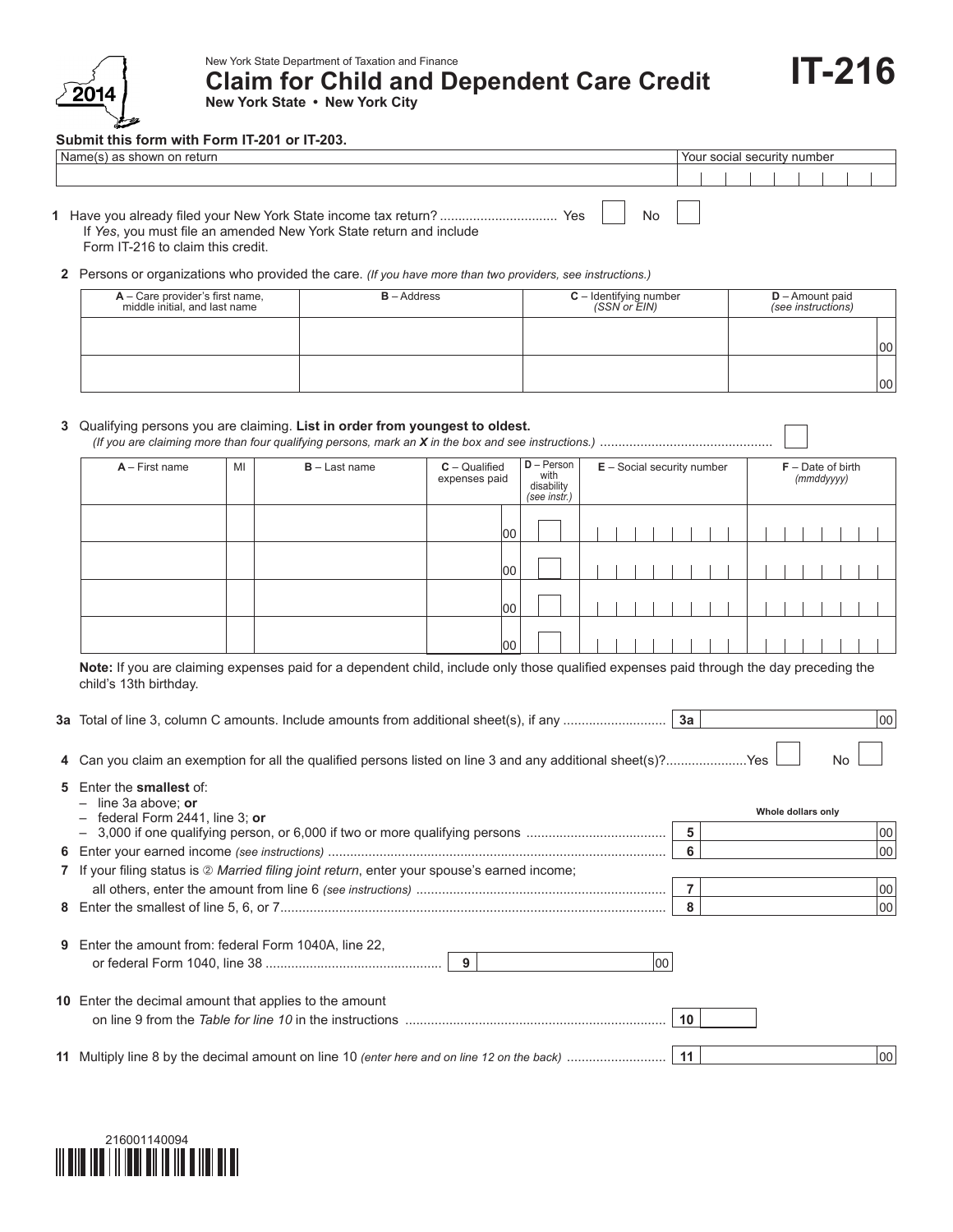New York State Department of Taxation and Finance

# Claim for Child and Dependent Care Credit

**New York State • New York City**

# IT-216

2014

**Submit this form with Form IT-201 or IT-203.**

| Name(s) as shown on return | Your social security number |
|---|---|
| | |

**1** Have you already filed your New York State income tax return? ................................ Yes ☐ No ☐
If *Yes*, you must file an amended New York State return and include Form IT-216 to claim this credit.

**2** Persons or organizations who provided the care. *(If you have more than two providers, see instructions.)*

| A – Care provider's first name, middle initial, and last name | B – Address | C – Identifying number *(SSN or EIN)* | D – Amount paid *(see instructions)* |
|---|---|---|---|
| | | | 00 |
| | | | 00 |

**3** Qualifying persons you are claiming. **List in order from youngest to oldest.**
*(If you are claiming more than four qualifying persons, mark an X in the box and see instructions.)* .............................................. ☐

| A – First name | MI | B – Last name | C – Qualified expenses paid | D – Person with disability *(see instr.)* | E – Social security number | F – Date of birth *(mmddyyyy)* |
|---|---|---|---|---|---|---|
| | | | 00 | ☐ | | |
| | | | 00 | ☐ | | |
| | | | 00 | ☐ | | |
| | | | 00 | ☐ | | |

**Note:** If you are claiming expenses paid for a dependent child, include only those qualified expenses paid through the day preceding the child's 13th birthday.

**3a** Total of line 3, column C amounts. Include amounts from additional sheet(s), if any ........................... **3a** ______ 00

**4** Can you claim an exemption for all the qualified persons listed on line 3 and any additional sheet(s)?......................Yes ☐ No ☐

**5** Enter the **smallest** of:
- line 3a above; **or**
- federal Form 2441, line 3; **or**
- 3,000 if one qualifying person, or 6,000 if two or more qualifying persons ..................................... **5** ______ 00

*Whole dollars only*

**6** Enter your earned income *(see instructions)* ........................................................................................... **6** ______ 00

**7** If your filing status is ② *Married filing joint return*, enter your spouse's earned income; all others, enter the amount from line 6 *(see instructions)* ................................................................... **7** ______ 00

**8** Enter the smallest of line 5, 6, or 7........................................................................................................ **8** ______ 00

**9** Enter the amount from: federal Form 1040A, line 22, or federal Form 1040, line 38 ................................................ **9** ______ 00

**10** Enter the decimal amount that applies to the amount on line 9 from the *Table for line 10* in the instructions ...................................................................... **10** ______

**11** Multiply line 8 by the decimal amount on line 10 *(enter here and on line 12 on the back)* .......................... **11** ______ 00

216001140094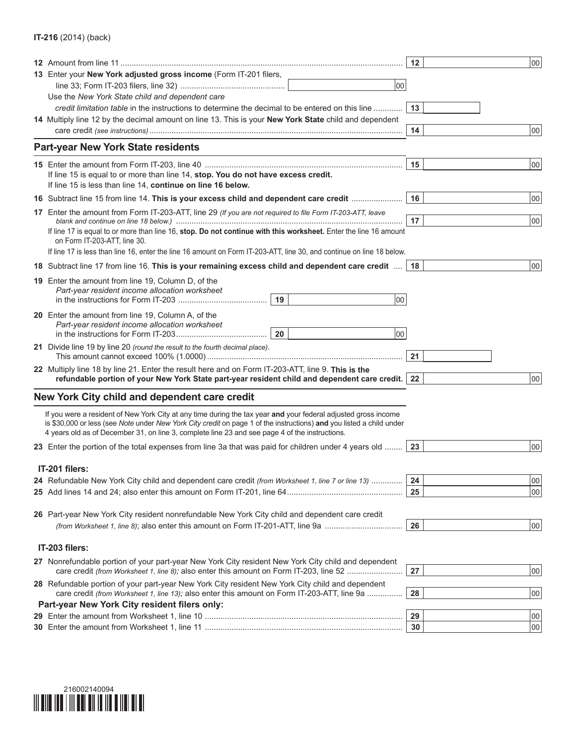**IT-216** (2014) (back)

**12** Amount from line 11 .............................................................................................................................. **12** ______ 00

**13** Enter your **New York adjusted gross income** (Form IT-201 filers, line 33; Form IT-203 filers, line 32) .............................................. ______ 00

Use the *New York State child and dependent care credit limitation table* in the instructions to determine the decimal to be entered on this line ............ **13** ______

**14** Multiply line 12 by the decimal amount on line 13. This is your **New York State** child and dependent care credit *(see instructions)* ................................................................................................................ **14** ______ 00

## Part-year New York State residents

**15** Enter the amount from Form IT-203, line 40 ........................................................................................ **15** ______ 00

If line 15 is equal to or more than line 14, **stop. You do not have excess credit.**
If line 15 is less than line 14, **continue on line 16 below.**

**16** Subtract line 15 from line 14. **This is your excess child and dependent care credit** ...................... **16** ______ 00

**17** Enter the amount from Form IT-203-ATT, line 29 *(If you are not required to file Form IT-203-ATT, leave blank and continue on line 18 below.)* ...................................................................................................... **17** ______ 00

If line 17 is equal to or more than line 16, **stop. Do not continue with this worksheet.** Enter the line 16 amount on Form IT-203-ATT, line 30.

If line 17 is less than line 16, enter the line 16 amount on Form IT-203-ATT, line 30, and continue on line 18 below.

**18** Subtract line 17 from line 16. **This is your remaining excess child and dependent care credit** .... **18** ______ 00

**19** Enter the amount from line 19, Column D, of the *Part-year resident income allocation worksheet* in the instructions for Form IT-203 ....................................... **19** ______ 00

**20** Enter the amount from line 19, Column A, of the *Part-year resident income allocation worksheet* in the instructions for Form IT-203........................................ **20** ______ 00

**21** Divide line 19 by line 20 *(round the result to the fourth decimal place)*. This amount cannot exceed 100% (1.0000) ....................................................................................... **21** ______

**22** Multiply line 18 by line 21. Enter the result here and on Form IT-203-ATT, line 9. **This is the refundable portion of your New York State part-year resident child and dependent care credit.** **22** ______ 00

## New York City child and dependent care credit

If you were a resident of New York City at any time during the tax year **and** your federal adjusted gross income is $30,000 or less (see *Note* under *New York City credit* on page 1 of the instructions) **and** you listed a child under 4 years old as of December 31, on line 3, complete line 23 and see page 4 of the instructions.

**23** Enter the portion of the total expenses from line 3a that was paid for children under 4 years old ........ **23** ______ 00

### IT-201 filers:

**24** Refundable New York City child and dependent care credit *(from Worksheet 1, line 7 or line 13)* ............. **24** ______ 00

**25** Add lines 14 and 24; also enter this amount on Form IT-201, line 64................................................... **25** ______ 00

**26** Part-year New York City resident nonrefundable New York City child and dependent care credit *(from Worksheet 1, line 8)*; also enter this amount on Form IT-201-ATT, line 9a .................................. **26** ______ 00

### IT-203 filers:

**27** Nonrefundable portion of your part-year New York City resident New York City child and dependent care credit *(from Worksheet 1, line 8);* also enter this amount on Form IT-203, line 52 ........................ **27** ______ 00

**28** Refundable portion of your part-year New York City resident New York City child and dependent care credit *(from Worksheet 1, line 13);* also enter this amount on Form IT-203-ATT, line 9a ............... **28** ______ 00

**Part-year New York City resident filers only:**

**29** Enter the amount from Worksheet 1, line 10 ........................................................................................ **29** ______ 00

**30** Enter the amount from Worksheet 1, line 11 ........................................................................................ **30** ______ 00

216002140094